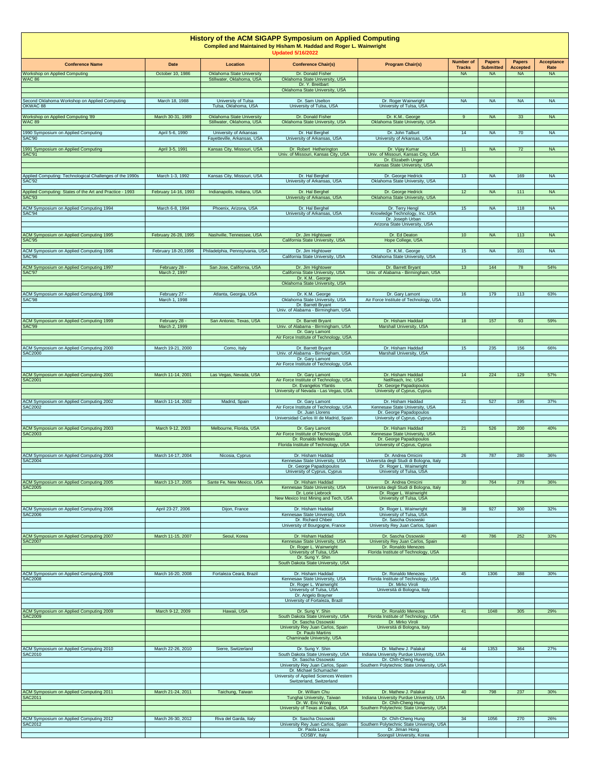# History of the ACM SIGAPP Symposium on Applied Computing

**Compiled and Maintained by Hisham M. Haddad and Roger L. Wainwright**

**Updated 5/16/2022**

| Conference Name | Date | Location | Conference Chair(s) | Program Chair(s) | Number of Tracks | Papers Submitted | Papers Accepted | Acceptance Rate |
|---|---|---|---|---|---|---|---|---|
| Workshop on Applied Computing | October 10, 1986 | Oklahoma State University | Dr. Donald Fisher | | NA | NA | NA | NA |
| WAC 86 | | Stillwater, Oklahoma, USA | Oklahoma State University, USA | | | | | |
| | | | Dr. Y. Breitbart | | | | | |
| | | | Oklahoma State University, USA | | | | | |
| Second Oklahoma Workshop on Applied Computing | March 18, 1988 | University of Tulsa | Dr. Sam Uselton | Dr. Roger Wainwright | NA | NA | NA | NA |
| OKWAC 88 | | Tulsa, Oklahoma, USA | University of Tulsa, USA | University of Tulsa, USA | | | | |
| Workshop on Applied Computing '89 | March 30-31, 1989 | Oklahoma State University | Dr. Donald Fisher | Dr. K.M.. George | 9 | NA | 33 | NA |
| WAC 89 | | Stillwater, Oklahoma, USA | Oklahoma State University, USA | Oklahoma State University, USA | | | | |
| 1990 Symposium on Applied Computing | April 5-6, 1990 | University of Arkansas | Dr. Hal Berghel | Dr. John Talburt | 14 | NA | 70 | NA |
| SAC'90 | | Fayetteville, Arkansas, USA | University of Arkansas, USA | University of Arkansas, USA | | | | |
| 1991 Symposium on Applied Computing | April 3-5, 1991 | Kansas City, Missouri, USA | Dr. Robert Hetherington | Dr. Vijay Kumar | 11 | NA | 72 | NA |
| SAC'91 | | | Univ. of Missouri, Kansas City, USA | Univ. of Missouri, Kansas City, USA | | | | |
| | | | | Dr. Elizabeth Unger | | | | |
| | | | | Kansas State University, USA | | | | |
| Applied Computing: Technological Challenges of the 1990s | March 1-3, 1992 | Kansas City, Missouri, USA | Dr. Hal Berghel | Dr. George Hedrick | 13 | NA | 169 | NA |
| SAC'92 | | | University of Arkansas, USA | Oklahoma State University, USA | | | | |
| Applied Computing: States of the Art and Practice - 1993 | February 14-16, 1993 | Indianapolis, Indiana, USA | Dr. Hal Berghel | Dr. George Hedrick | 12 | NA | 111 | NA |
| SAC'93 | | | University of Arkansas, USA | Oklahoma State University, USA | | | | |
| ACM Symposium on Applied Computing 1994 | March 6-8, 1994 | Phoenix, Arizona, USA | Dr. Hal Berghel | Dr. Terry Hengl | 15 | NA | 118 | NA |
| SAC'94 | | | University of Arkansas, USA | Knowledge Technology, Inc. USA | | | | |
| | | | | Dr. Joseph Urban | | | | |
| | | | | Arizona State University, USA | | | | |
| ACM Symposium on Applied Computing 1995 | February 26-28, 1995 | Nashville, Tennessee, USA | Dr. Jim Hightower | Dr. Ed Deaton | 10 | NA | 113 | NA |
| SAC'95 | | | California State University, USA | Hope College, USA | | | | |
| ACM Symposium on Applied Computing 1996 | February 18-20,1996 | Philadelphia, Pennsylvania, USA | Dr. Jim Hightower | Dr. K.M.. George | 15 | NA | 101 | NA |
| SAC'96 | | | California State University, USA | Oklahoma State University, USA | | | | |
| ACM Symposium on Applied Computing 1997 | February 28 - | San Jose, California, USA | Dr. Jim Hightower | Dr. Barrett Bryant | 13 | 144 | 78 | 54% |
| SAC'97 | March 2, 1997 | | California State University, USA | Univ. of Alabama - Birmingham, USA | | | | |
| | | | Dr. K.M.. George | | | | | |
| | | | Oklahoma State University, USA | | | | | |
| ACM Symposium on Applied Computing 1998 | February 27 - | Atlanta, Georgia, USA | Dr. K.M.. George | Dr. Gary Lamont | 16 | 179 | 113 | 63% |
| SAC'98 | March 1, 1998 | | Oklahoma State University, USA | Air Force Institute of Technology, USA | | | | |
| | | | Dr. Barrett Bryant | | | | | |
| | | | Univ. of Alabama - Birmingham, USA | | | | | |
| ACM Symposium on Applied Computing 1999 | February 28 - | San Antonio, Texas, USA | Dr. Barrett Bryant | Dr. Hisham Haddad | 18 | 157 | 93 | 59% |
| SAC'99 | March 2, 1999 | | Univ. of Alabama - Birmingham, USA | Marshall University, USA | | | | |
| | | | Dr. Gary Lamont | | | | | |
| | | | Air Force Institute of Technology, USA | | | | | |
| ACM Symposium on Applied Computing 2000 | March 19-21, 2000 | Como, Italy | Dr. Barrett Bryant | Dr. Hisham Haddad | 15 | 235 | 156 | 66% |
| SAC2000 | | | Univ. of Alabama - Birmingham, USA | Marshall University, USA | | | | |
| | | | Dr. Gary Lamont | | | | | |
| | | | Air Force Institute of Technology, USA | | | | | |
| ACM Symposium on Applied Computing 2001 | March 11-14, 2001 | Las Vegas, Nevada, USA | Dr. Gary Lamont | Dr. Hisham Haddad | 14 | 224 | 129 | 57% |
| SAC2001 | | | Air Force Institute of Technology, USA | NetReach, Inc. USA | | | | |
| | | | Dr. Evangelos Yfantis | Dr. George Papadopoulos | | | | |
| | | | University of Nevada - Las Vegas, USA | University of Cyprus, Cyprus | | | | |
| ACM Symposium on Applied Computing 2002 | March 11-14, 2002 | Madrid, Spain | Dr. Gary Lamont | Dr. Hisham Haddad | 21 | 527 | 195 | 37% |
| SAC2002 | | | Air Force Institute of Technology, USA | Kennesaw State University, USA | | | | |
| | | | Dr. Juan Llorens | Dr. George Papadopoulos | | | | |
| | | | Universidad Carlos III de Madrid, Spain | University of Cyprus, Cyprus | | | | |
| ACM Symposium on Applied Computing 2003 | March 9-12, 2003 | Melbourne, Florida, USA | Dr. Gary Lamont | Dr. Hisham Haddad | 21 | 526 | 200 | 40% |
| SAC2003 | | | Air Force Institute of Technology, USA | Kennesaw State University, USA | | | | |
| | | | Dr. Ronaldo Menezes | Dr. George Papadopoulos | | | | |
| | | | Florida Institute of Technology, USA | University of Cyprus, Cyprus | | | | |
| ACM Symposium on Applied Computing 2004 | March 14-17, 2004 | Nicosia, Cyprus | Dr. Hisham Haddad | Dr. Andrea Omicini | 26 | 787 | 280 | 36% |
| SAC2004 | | | Kennesaw State University, USA | Universita degli Studi di Bologna, Italy | | | | |
| | | | Dr. George Papadopoulos | Dr. Roger L. Wainwright | | | | |
| | | | University of Cyprus, Cyprus | University of Tulsa, USA | | | | |
| ACM Symposium on Applied Computing 2005 | March 13-17, 2005 | Sante Fe, New Mexico, USA | Dr. Hisham Haddad | Dr. Andrea Omicini | 30 | 764 | 278 | 36% |
| SAC2005 | | | Kennesaw State University, USA | Universita degli Studi di Bologna, Italy | | | | |
| | | | Dr. Lorie Liebrock | Dr. Roger L. Wainwright | | | | |
| | | | New Mexico Inst Mining and Tech, USA | University of Tulsa, USA | | | | |
| ACM Symposium on Applied Computing 2006 | April 23-27, 2006 | Dijon, France | Dr. Hisham Haddad | Dr. Roger L. Wainwright | 38 | 927 | 300 | 32% |
| SAC2006 | | | Kennesaw State University, USA | University of Tulsa, USA | | | | |
| | | | Dr. Richard Chbeir | Dr. Sascha Ossowski | | | | |
| | | | University of Bourgogne, France | University Rey Juan Carlos, Spain | | | | |
| ACM Symposium on Applied Computing 2007 | March 11-15, 2007 | Seoul, Korea | Dr. Hisham Haddad | Dr. Sascha Ossowski | 40 | 786 | 252 | 32% |
| SAC2007 | | | Kennesaw State University, USA | University Rey Juan Carlos, Spain | | | | |
| | | | Dr. Roger L. Wainwright | Dr. Ronaldo Menezes | | | | |
| | | | University of Tulsa, USA | Florida Institute of Technology, USA | | | | |
| | | | Dr. Sung Y. Shin | | | | | |
| | | | South Dakota State University, USA | | | | | |
| ACM Symposium on Applied Computing 2008 | March 16-20, 2008 | Fortaleza Ceará, Brazil | Dr. Hisham Haddad | Dr. Ronaldo Menezes | 45 | 1306 | 388 | 30% |
| SAC2008 | | | Kennesaw State University, USA | Florida Institute of Technology, USA | | | | |
| | | | Dr. Roger L. Wainwright | Dr. Mirko Viroli | | | | |
| | | | University of Tulsa, USA | Università di Bologna, Italy | | | | |
| | | | Dr. Angelo Brayner | | | | | |
| | | | University of Fortaleza, Brazil | | | | | |
| ACM Symposium on Applied Computing 2009 | March 9-12, 2009 | Hawaii, USA | Dr. Sung Y. Shin | Dr. Ronaldo Menezes | 41 | 1048 | 305 | 29% |
| SAC2009 | | | South Dakota State University, USA | Florida Institute of Technology, USA | | | | |
| | | | Dr. Sascha Ossowski | Dr. Mirko Viroli | | | | |
| | | | University Rey Juan Carlos, Spain | Università di Bologna, Italy | | | | |
| | | | Dr. Paulo Martins | | | | | |
| | | | Chaminade University, USA | | | | | |
| ACM Symposium on Applied Computing 2010 | March 22-26, 2010 | Sierre, Switzerland | Dr. Sung Y. Shin | Dr. Mathew J. Palakal | 44 | 1353 | 364 | 27% |
| SAC2010 | | | South Dakota State University, USA | Indiana University Purdue University, USA | | | | |
| | | | Dr. Sascha Ossowski | Dr. Chih-Cheng Hung | | | | |
| | | | University Rey Juan Carlos, Spain | Southern Polytechnic State University, USA | | | | |
| | | | Dr. Michael Schumacher | | | | | |
| | | | University of Applied Sciences Western Switzerland, Switzerland | | | | | |
| ACM Symposium on Applied Computing 2011 | March 21-24, 2011 | Taichung, Taiwan | Dr. William Chu | Dr. Mathew J. Palakal | 40 | 798 | 237 | 30% |
| SAC2011 | | | Tunghai University, Taiwan | Indiana University Purdue University, USA | | | | |
| | | | Dr. W. Eric Wong | Dr. Chih-Cheng Hung | | | | |
| | | | University of Texas at Dallas, USA | Southern Polytechnic State University, USA | | | | |
| ACM Symposium on Applied Computing 2012 | March 26-30, 2012 | Riva del Garda, Italy | Dr. Sascha Ossowski | Dr. Chih-Cheng Hung | 34 | 1056 | 270 | 26% |
| SAC2012 | | | University Rey Juan Carlos, Spain | Southern Polytechnic State University, USA | | | | |
| | | | Dr. Paola Lecca | Dr. Jiman Hong | | | | |
| | | | COSBY, Italy | Soongsil University, Korea | | | | |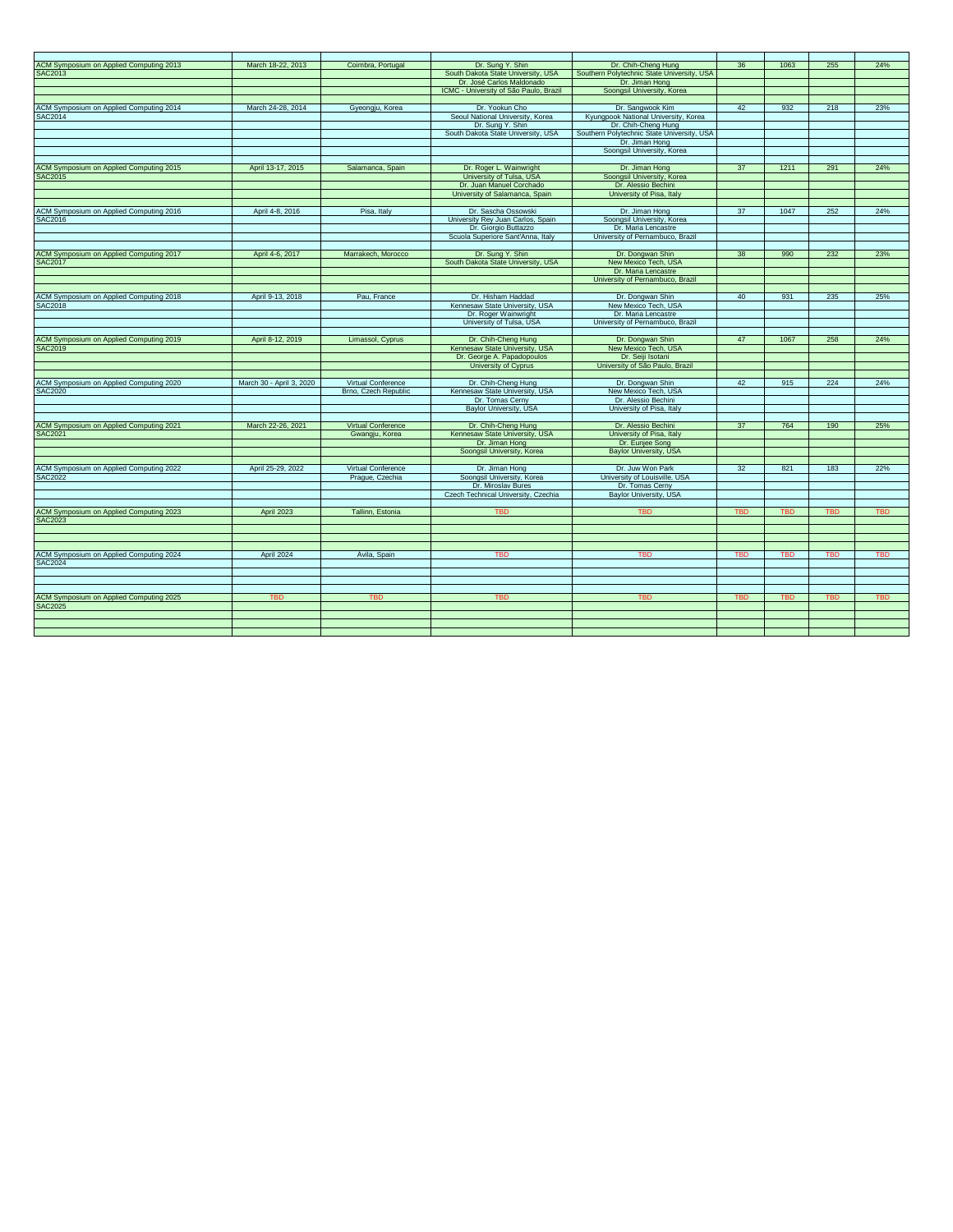| | | | | | | | | |
|---|---|---|---|---|---|---|---|---|
| ACM Symposium on Applied Computing 2013 | March 18-22, 2013 | Coimbra, Portugal | Dr. Sung Y. Shin | Dr. Chih-Cheng Hung | 36 | 1063 | 255 | 24% |
| SAC2013 | | | South Dakota State University, USA | Southern Polytechnic State University, USA | | | | |
| | | | Dr. José Carlos Maldonado | Dr. Jiman Hong | | | | |
| | | | ICMC - University of São Paulo, Brazil | Soongsil University, Korea | | | | |
| | | | | | | | | |
| ACM Symposium on Applied Computing 2014 | March 24-28, 2014 | Gyeongju, Korea | Dr. Yookun Cho | Dr. Sangwook Kim | 42 | 932 | 218 | 23% |
| SAC2014 | | | Seoul National University, Korea | Kyungpook National University, Korea | | | | |
| | | | Dr. Sung Y. Shin | Dr. Chih-Cheng Hung | | | | |
| | | | South Dakota State University, USA | Southern Polytechnic State University, USA | | | | |
| | | | | Dr. Jiman Hong | | | | |
| | | | | Soongsil University, Korea | | | | |
| | | | | | | | | |
| ACM Symposium on Applied Computing 2015 | April 13-17, 2015 | Salamanca, Spain | Dr. Roger L. Wainwright | Dr. Jiman Hong | 37 | 1211 | 291 | 24% |
| SAC2015 | | | University of Tulsa, USA | Soongsil University, Korea | | | | |
| | | | Dr. Juan Manuel Corchado | Dr. Alessio Bechini | | | | |
| | | | University of Salamanca, Spain | University of Pisa, Italy | | | | |
| | | | | | | | | |
| ACM Symposium on Applied Computing 2016 | April 4-8, 2016 | Pisa, Italy | Dr. Sascha Ossowski | Dr. Jiman Hong | 37 | 1047 | 252 | 24% |
| SAC2016 | | | University Rey Juan Carlos, Spain | Soongsil University, Korea | | | | |
| | | | Dr. Giorgio Buttazzo | Dr. Maria Lencastre | | | | |
| | | | Scuola Superiore Sant'Anna, Italy | University of Pernambuco, Brazil | | | | |
| | | | | | | | | |
| ACM Symposium on Applied Computing 2017 | April 4-6, 2017 | Marrakech, Morocco | Dr. Sung Y. Shin | Dr. Dongwan Shin | 38 | 990 | 232 | 23% |
| SAC2017 | | | South Dakota State University, USA | New Mexico Tech, USA | | | | |
| | | | | Dr. Maria Lencastre | | | | |
| | | | | University of Pernambuco, Brazil | | | | |
| | | | | | | | | |
| ACM Symposium on Applied Computing 2018 | April 9-13, 2018 | Pau, France | Dr. Hisham Haddad | Dr. Dongwan Shin | 40 | 931 | 235 | 25% |
| SAC2018 | | | Kennesaw State University, USA | New Mexico Tech, USA | | | | |
| | | | Dr. Roger Wainwright | Dr. Maria Lencastre | | | | |
| | | | University of Tulsa, USA | University of Pernambuco, Brazil | | | | |
| | | | | | | | | |
| ACM Symposium on Applied Computing 2019 | April 8-12, 2019 | Limassol, Cyprus | Dr. Chih-Cheng Hung | Dr. Dongwan Shin | 47 | 1067 | 258 | 24% |
| SAC2019 | | | Kennesaw State University, USA | New Mexico Tech, USA | | | | |
| | | | Dr. George A. Papadopoulos | Dr. Seiji Isotani | | | | |
| | | | University of Cyprus | University of São Paulo, Brazil | | | | |
| | | | | | | | | |
| ACM Symposium on Applied Computing 2020 | March 30 - April 3, 2020 | Virtual Conference | Dr. Chih-Cheng Hung | Dr. Dongwan Shin | 42 | 915 | 224 | 24% |
| SAC2020 | | Brno, Czech Republic | Kennesaw State University, USA | New Mexico Tech, USA | | | | |
| | | | Dr. Tomas Cerny | Dr. Alessio Bechini | | | | |
| | | | Baylor University, USA | University of Pisa, Italy | | | | |
| | | | | | | | | |
| ACM Symposium on Applied Computing 2021 | March 22-26, 2021 | Virtual Conference | Dr. Chih-Cheng Hung | Dr. Alessio Bechini | 37 | 764 | 190 | 25% |
| SAC2021 | | Gwangju, Korea | Kennesaw State University, USA | University of Pisa, Italy | | | | |
| | | | Dr. Jiman Hong | Dr. Eunjee Song | | | | |
| | | | Soongsil University, Korea | Baylor University, USA | | | | |
| | | | | | | | | |
| ACM Symposium on Applied Computing 2022 | April 25-29, 2022 | Virtual Conference | Dr. Jiman Hong | Dr. Juw Won Park | 32 | 821 | 183 | 22% |
| SAC2022 | | Prague, Czechia | Soongsil University, Korea | University of Louisville, USA | | | | |
| | | | Dr. Miroslav Bures | Dr. Tomas Cerny | | | | |
| | | | Czech Technical University, Czechia | Baylor University, USA | | | | |
| | | | | | | | | |
| ACM Symposium on Applied Computing 2023 | April 2023 | Tallinn, Estonia | TBD | TBD | TBD | TBD | TBD | TBD |
| SAC2023 | | | | | | | | |
| | | | | | | | | |
| | | | | | | | | |
| | | | | | | | | |
| ACM Symposium on Applied Computing 2024 | April 2024 | Ávila, Spain | TBD | TBD | TBD | TBD | TBD | TBD |
| SAC2024 | | | | | | | | |
| | | | | | | | | |
| | | | | | | | | |
| | | | | | | | | |
| ACM Symposium on Applied Computing 2025 | TBD | TBD | TBD | TBD | TBD | TBD | TBD | TBD |
| SAC2025 | | | | | | | | |
| | | | | | | | | |
| | | | | | | | | |
| | | | | | | | | |